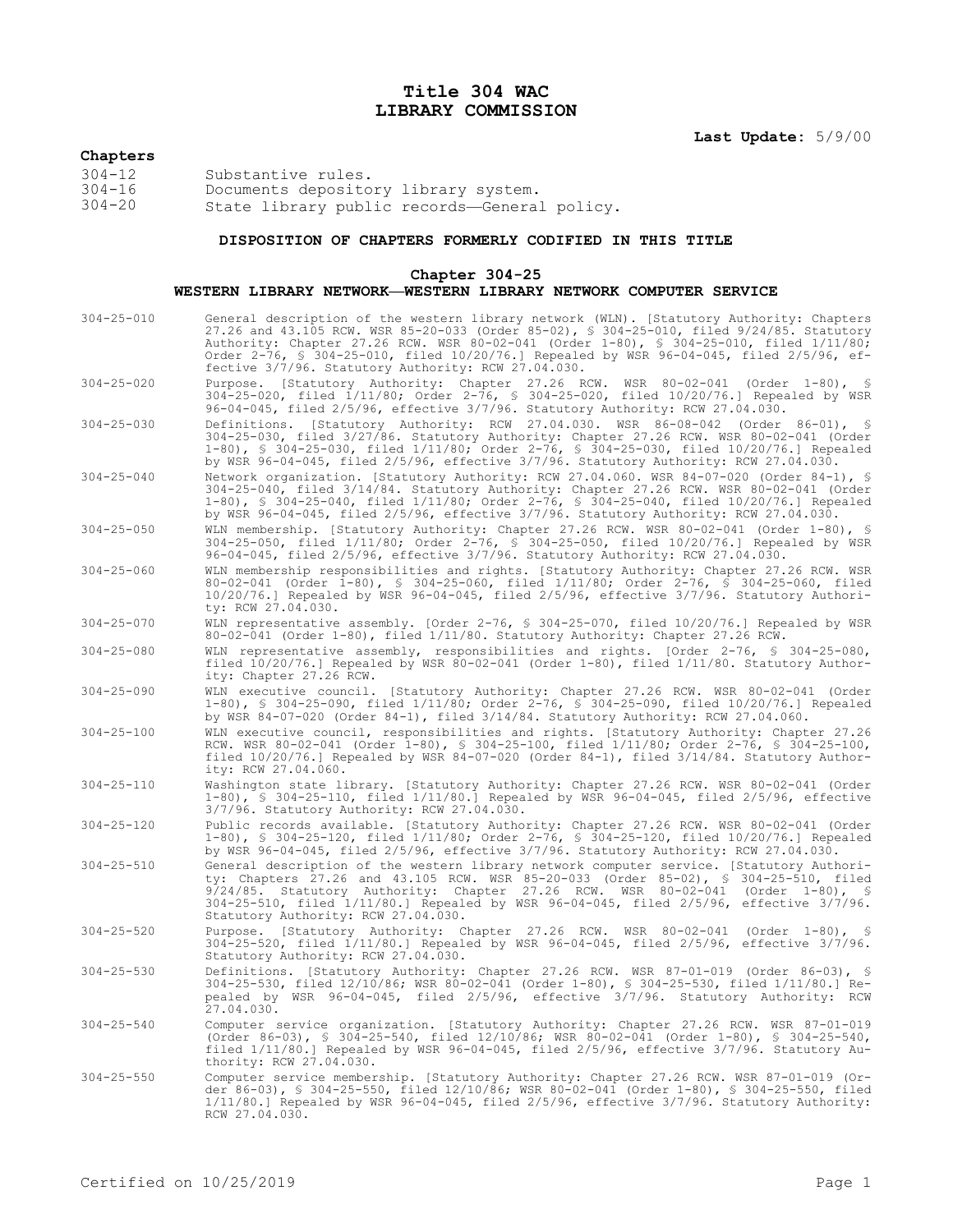# Title 304 WAC
# LIBRARY COMMISSION

**Last Update:** 5/9/00

**Chapters**

| | |
|---|---|
| 304-12 | Substantive rules. |
| 304-16 | Documents depository library system. |
| 304-20 | State library public records—General policy. |

## DISPOSITION OF CHAPTERS FORMERLY CODIFIED IN THIS TITLE

### Chapter 304-25
### WESTERN LIBRARY NETWORK—WESTERN LIBRARY NETWORK COMPUTER SERVICE

304-25-010 General description of the western library network (WLN). [Statutory Authority: Chapters 27.26 and 43.105 RCW. WSR 85-20-033 (Order 85-02), § 304-25-010, filed 9/24/85. Statutory Authority: Chapter 27.26 RCW. WSR 80-02-041 (Order 1-80), § 304-25-010, filed 1/11/80; Order 2-76, § 304-25-010, filed 10/20/76.] Repealed by WSR 96-04-045, filed 2/5/96, effective 3/7/96. Statutory Authority: RCW 27.04.030.

304-25-020 Purpose. [Statutory Authority: Chapter 27.26 RCW. WSR 80-02-041 (Order 1-80), § 304-25-020, filed 1/11/80; Order 2-76, § 304-25-020, filed 10/20/76.] Repealed by WSR 96-04-045, filed 2/5/96, effective 3/7/96. Statutory Authority: RCW 27.04.030.

304-25-030 Definitions. [Statutory Authority: RCW 27.04.030. WSR 86-08-042 (Order 86-01), § 304-25-030, filed 3/27/86. Statutory Authority: Chapter 27.26 RCW. WSR 80-02-041 (Order 1-80), § 304-25-030, filed 1/11/80; Order 2-76, § 304-25-030, filed 10/20/76.] Repealed by WSR 96-04-045, filed 2/5/96, effective 3/7/96. Statutory Authority: RCW 27.04.030.

304-25-040 Network organization. [Statutory Authority: RCW 27.04.060. WSR 84-07-020 (Order 84-1), § 304-25-040, filed 3/14/84. Statutory Authority: Chapter 27.26 RCW. WSR 80-02-041 (Order 1-80), § 304-25-040, filed 1/11/80; Order 2-76, § 304-25-040, filed 10/20/76.] Repealed by WSR 96-04-045, filed 2/5/96, effective 3/7/96. Statutory Authority: RCW 27.04.030.

304-25-050 WLN membership. [Statutory Authority: Chapter 27.26 RCW. WSR 80-02-041 (Order 1-80), § 304-25-050, filed 1/11/80; Order 2-76, § 304-25-050, filed 10/20/76.] Repealed by WSR 96-04-045, filed 2/5/96, effective 3/7/96. Statutory Authority: RCW 27.04.030.

304-25-060 WLN membership responsibilities and rights. [Statutory Authority: Chapter 27.26 RCW. WSR 80-02-041 (Order 1-80), § 304-25-060, filed 1/11/80; Order 2-76, § 304-25-060, filed 10/20/76.] Repealed by WSR 96-04-045, filed 2/5/96, effective 3/7/96. Statutory Authority: RCW 27.04.030.

304-25-070 WLN representative assembly. [Order 2-76, § 304-25-070, filed 10/20/76.] Repealed by WSR 80-02-041 (Order 1-80), filed 1/11/80. Statutory Authority: Chapter 27.26 RCW.

304-25-080 WLN representative assembly, responsibilities and rights. [Order 2-76, § 304-25-080, filed 10/20/76.] Repealed by WSR 80-02-041 (Order 1-80), filed 1/11/80. Statutory Authority: Chapter 27.26 RCW.

304-25-090 WLN executive council. [Statutory Authority: Chapter 27.26 RCW. WSR 80-02-041 (Order 1-80), § 304-25-090, filed 1/11/80; Order 2-76, § 304-25-090, filed 10/20/76.] Repealed by WSR 84-07-020 (Order 84-1), filed 3/14/84. Statutory Authority: RCW 27.04.060.

304-25-100 WLN executive council, responsibilities and rights. [Statutory Authority: Chapter 27.26 RCW. WSR 80-02-041 (Order 1-80), § 304-25-100, filed 1/11/80; Order 2-76, § 304-25-100, filed 10/20/76.] Repealed by WSR 84-07-020 (Order 84-1), filed 3/14/84. Statutory Authority: RCW 27.04.060.

304-25-110 Washington state library. [Statutory Authority: Chapter 27.26 RCW. WSR 80-02-041 (Order 1-80), § 304-25-110, filed 1/11/80.] Repealed by WSR 96-04-045, filed 2/5/96, effective 3/7/96. Statutory Authority: RCW 27.04.030.

304-25-120 Public records available. [Statutory Authority: Chapter 27.26 RCW. WSR 80-02-041 (Order 1-80), § 304-25-120, filed 1/11/80; Order 2-76, § 304-25-120, filed 10/20/76.] Repealed by WSR 96-04-045, filed 2/5/96, effective 3/7/96. Statutory Authority: RCW 27.04.030.

304-25-510 General description of the western library network computer service. [Statutory Authority: Chapters 27.26 and 43.105 RCW. WSR 85-20-033 (Order 85-02), § 304-25-510, filed 9/24/85. Statutory Authority: Chapter 27.26 RCW. WSR 80-02-041 (Order 1-80), § 304-25-510, filed 1/11/80.] Repealed by WSR 96-04-045, filed 2/5/96, effective 3/7/96. Statutory Authority: RCW 27.04.030.

304-25-520 Purpose. [Statutory Authority: Chapter 27.26 RCW. WSR 80-02-041 (Order 1-80), § 304-25-520, filed 1/11/80.] Repealed by WSR 96-04-045, filed 2/5/96, effective 3/7/96. Statutory Authority: RCW 27.04.030.

304-25-530 Definitions. [Statutory Authority: Chapter 27.26 RCW. WSR 87-01-019 (Order 86-03), § 304-25-530, filed 12/10/86; WSR 80-02-041 (Order 1-80), § 304-25-530, filed 1/11/80.] Repealed by WSR 96-04-045, filed 2/5/96, effective 3/7/96. Statutory Authority: RCW 27.04.030.

304-25-540 Computer service organization. [Statutory Authority: Chapter 27.26 RCW. WSR 87-01-019 (Order 86-03), § 304-25-540, filed 12/10/86; WSR 80-02-041 (Order 1-80), § 304-25-540, filed 1/11/80.] Repealed by WSR 96-04-045, filed 2/5/96, effective 3/7/96. Statutory Authority: RCW 27.04.030.

304-25-550 Computer service membership. [Statutory Authority: Chapter 27.26 RCW. WSR 87-01-019 (Order 86-03), § 304-25-550, filed 12/10/86; WSR 80-02-041 (Order 1-80), § 304-25-550, filed 1/11/80.] Repealed by WSR 96-04-045, filed 2/5/96, effective 3/7/96. Statutory Authority: RCW 27.04.030.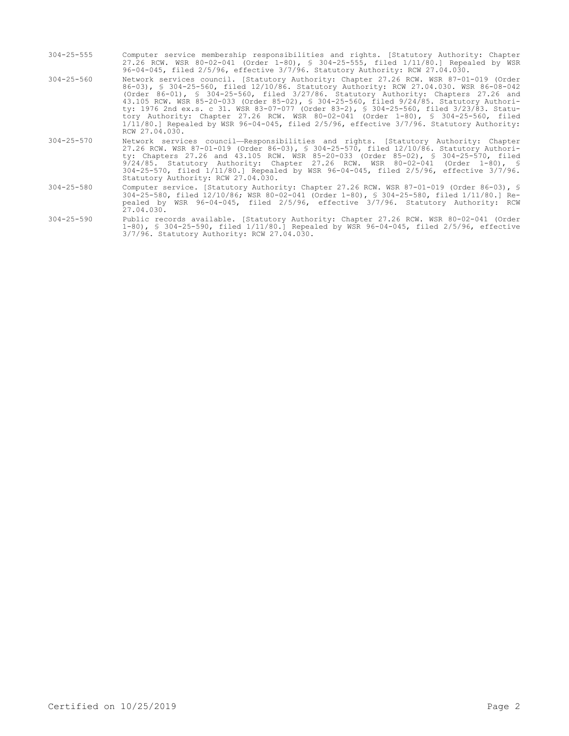304-25-555 Computer service membership responsibilities and rights. [Statutory Authority: Chapter 27.26 RCW. WSR 80-02-041 (Order 1-80), § 304-25-555, filed 1/11/80.] Repealed by WSR 96-04-045, filed 2/5/96, effective 3/7/96. Statutory Authority: RCW 27.04.030.

304-25-560 Network services council. [Statutory Authority: Chapter 27.26 RCW. WSR 87-01-019 (Order 86-03), § 304-25-560, filed 12/10/86. Statutory Authority: RCW 27.04.030. WSR 86-08-042 (Order 86-01), § 304-25-560, filed 3/27/86. Statutory Authority: Chapters 27.26 and 43.105 RCW. WSR 85-20-033 (Order 85-02), § 304-25-560, filed 9/24/85. Statutory Authority: 1976 2nd ex.s. c 31. WSR 83-07-077 (Order 83-2), § 304-25-560, filed 3/23/83. Statutory Authority: Chapter 27.26 RCW. WSR 80-02-041 (Order 1-80), § 304-25-560, filed 1/11/80.] Repealed by WSR 96-04-045, filed 2/5/96, effective 3/7/96. Statutory Authority: RCW 27.04.030.

304-25-570 Network services council—Responsibilities and rights. [Statutory Authority: Chapter 27.26 RCW. WSR 87-01-019 (Order 86-03), § 304-25-570, filed 12/10/86. Statutory Authority: Chapters 27.26 and 43.105 RCW. WSR 85-20-033 (Order 85-02), § 304-25-570, filed 9/24/85. Statutory Authority: Chapter 27.26 RCW. WSR 80-02-041 (Order 1-80), § 304-25-570, filed 1/11/80.] Repealed by WSR 96-04-045, filed 2/5/96, effective 3/7/96. Statutory Authority: RCW 27.04.030.

304-25-580 Computer service. [Statutory Authority: Chapter 27.26 RCW. WSR 87-01-019 (Order 86-03), § 304-25-580, filed 12/10/86; WSR 80-02-041 (Order 1-80), § 304-25-580, filed 1/11/80.] Repealed by WSR 96-04-045, filed 2/5/96, effective 3/7/96. Statutory Authority: RCW 27.04.030.

304-25-590 Public records available. [Statutory Authority: Chapter 27.26 RCW. WSR 80-02-041 (Order 1-80), § 304-25-590, filed 1/11/80.] Repealed by WSR 96-04-045, filed 2/5/96, effective 3/7/96. Statutory Authority: RCW 27.04.030.